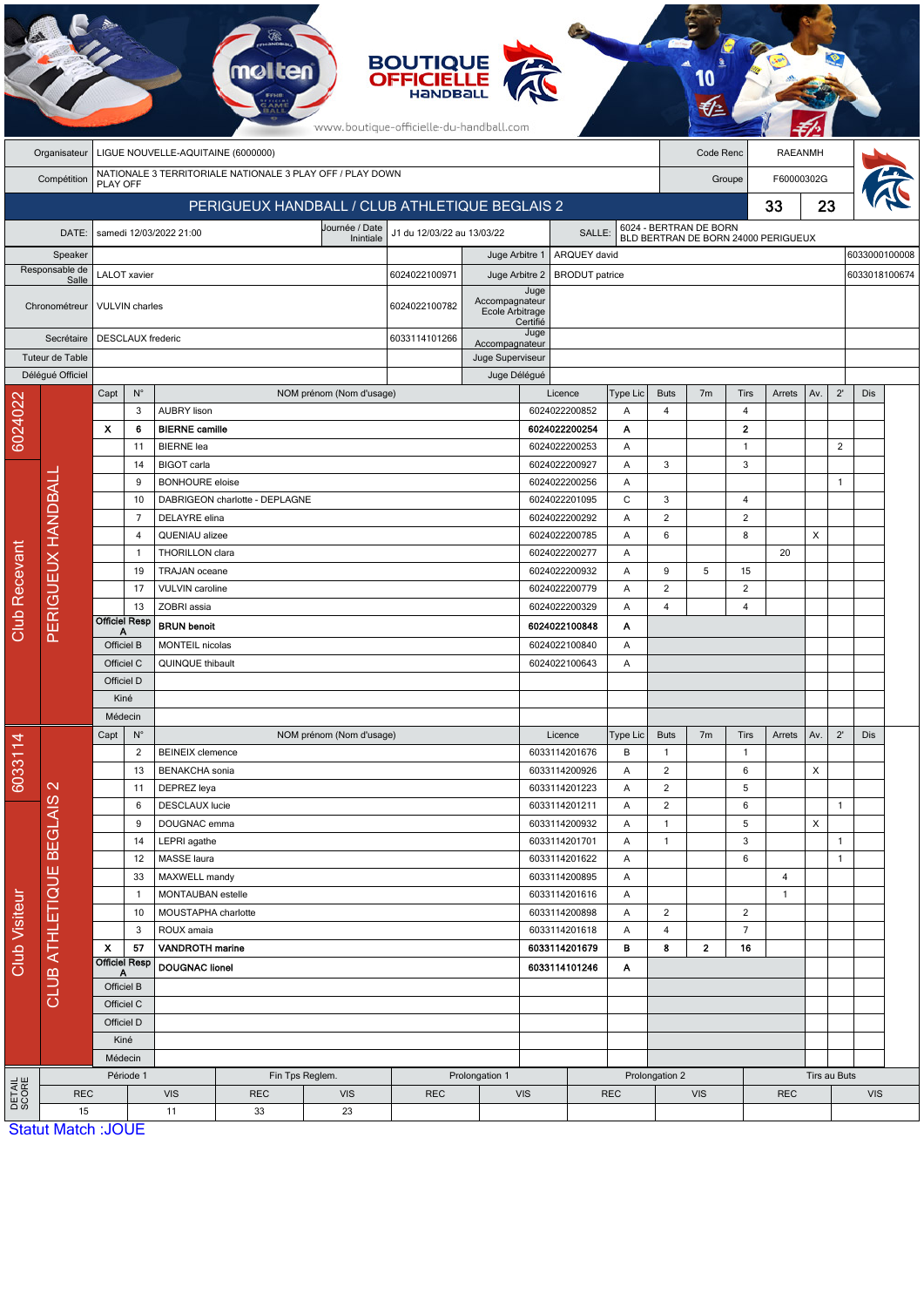BOUTIQUE OFFICIELLE HANDBALL

www.boutique-officielle-du-handball.com

| | | | |
|---|---|---|---|
| Organisateur | LIGUE NOUVELLE-AQUITAINE (6000000) | Code Renc | RAEANMH |
| Compétition | NATIONALE 3 TERRITORIALE NATIONALE 3 PLAY OFF / PLAY DOWN PLAY OFF | Groupe | F60000302G |

## PERIGUEUX HANDBALL / CLUB ATHLETIQUE BEGLAIS 2 — 33 / 23

| | | | | | |
|---|---|---|---|---|---|
| DATE: | samedi 12/03/2022 21:00 | Journée / Date Initiale | J1 du 12/03/22 au 13/03/22 | SALLE: | 6024 - BERTRAN DE BORN BLD BERTRAN DE BORN 24000 PERIGUEUX |

| | | | | | |
|---|---|---|---|---|---|
| Speaker | | | Juge Arbitre 1 | ARQUEY david | 6033000100008 |
| Responsable de Salle | LALOT xavier | 6024022100971 | Juge Arbitre 2 | BRODUT patrice | 6033018100674 |
| Chronométreur | VULVIN charles | 6024022100782 | Juge Accompagnateur Ecole Arbitrage Certifié | | |
| Secrétaire | DESCLAUX frederic | 6033114101266 | Juge Accompagnateur | | |
| Tuteur de Table | | | Juge Superviseur | | |
| Délégué Officiel | | | Juge Délégué | | |

### Club Recevant — 6024022 — PERIGUEUX HANDBALL

| Capt | N° | NOM prénom (Nom d'usage) | Licence | Type Lic | Buts | 7m | Tirs | Arrets | Av. | 2' | Dis |
|---|---|---|---|---|---|---|---|---|---|---|---|
| | 3 | AUBRY lison | 6024022200852 | A | 4 | | 4 | | | | |
| X | 6 | **BIERNE camille** | **6024022200254** | **A** | | | **2** | | | | |
| | 11 | BIERNE lea | 6024022200253 | A | | | 1 | | | 2 | |
| | 14 | BIGOT carla | 6024022200927 | A | 3 | | 3 | | | | |
| | 9 | BONHOURE eloise | 6024022200256 | A | | | | | | 1 | |
| | 10 | DABRIGEON charlotte - DEPLAGNE | 6024022201095 | C | 3 | | 4 | | | | |
| | 7 | DELAYRE elina | 6024022200292 | A | 2 | | 2 | | | | |
| | 4 | QUENIAU alizee | 6024022200785 | A | 6 | | 8 | | X | | |
| | 1 | THORILLON clara | 6024022200277 | A | | | | 20 | | | |
| | 19 | TRAJAN oceane | 6024022200932 | A | 9 | 5 | 15 | | | | |
| | 17 | VULVIN caroline | 6024022200779 | A | 2 | | 2 | | | | |
| | 13 | ZOBRI assia | 6024022200329 | A | 4 | | 4 | | | | |
| Officiel Resp A | | **BRUN benoit** | **6024022100848** | **A** | | | | | | | |
| Officiel B | | MONTEIL nicolas | 6024022100840 | A | | | | | | | |
| Officiel C | | QUINQUE thibault | 6024022100643 | A | | | | | | | |
| Officiel D | | | | | | | | | | | |
| Kiné | | | | | | | | | | | |
| Médecin | | | | | | | | | | | |

### Club Visiteur — 6033114 — CLUB ATHLETIQUE BEGLAIS 2

| Capt | N° | NOM prénom (Nom d'usage) | Licence | Type Lic | Buts | 7m | Tirs | Arrets | Av. | 2' | Dis |
|---|---|---|---|---|---|---|---|---|---|---|---|
| | 2 | BEINEIX clemence | 6033114201676 | B | 1 | | 1 | | | | |
| | 13 | BENACHA sonia | 6033114200926 | A | 2 | | 6 | | X | | |
| | 11 | DEPREZ leya | 6033114201223 | A | 2 | | 5 | | | | |
| | 6 | DESCLAUX lucie | 6033114201211 | A | 2 | | 6 | | | 1 | |
| | 9 | DOUGNAC emma | 6033114200932 | A | 1 | | 5 | | X | | |
| | 14 | LEPRI agathe | 6033114201701 | A | 1 | | 3 | | | 1 | |
| | 12 | MASSE laura | 6033114201622 | A | | | 6 | | | 1 | |
| | 33 | MAXWELL mandy | 6033114200895 | A | | | | 4 | | | |
| | 1 | MONTAUBAN estelle | 6033114201616 | A | | | | 1 | | | |
| | 10 | MOUSTAPHA charlotte | 6033114200898 | A | 2 | | 2 | | | | |
| | 3 | ROUX amaia | 6033114201618 | A | 4 | | 7 | | | | |
| X | 57 | **VANDROTH marine** | **6033114201679** | **B** | **8** | **2** | **16** | | | | |
| Officiel Resp A | | **DOUGNAC lionel** | **6033114101246** | **A** | | | | | | | |
| Officiel B | | | | | | | | | | | |
| Officiel C | | | | | | | | | | | |
| Officiel D | | | | | | | | | | | |
| Kiné | | | | | | | | | | | |
| Médecin | | | | | | | | | | | |

### DETAIL SCORE

| Période 1 | | Fin Tps Reglem. | | Prolongation 1 | | Prolongation 2 | | Tirs au Buts | |
|---|---|---|---|---|---|---|---|---|---|
| REC | VIS | REC | VIS | REC | VIS | REC | VIS | REC | VIS |
| 15 | 11 | 33 | 23 | | | | | | |

Statut Match :JOUE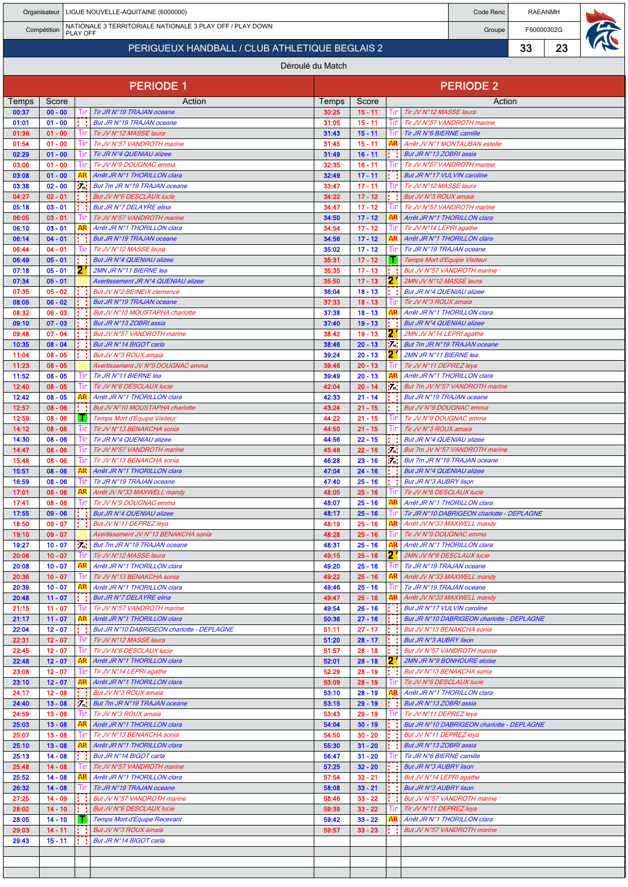| Organisateur | LIGUE NOUVELLE-AQUITAINE (6000000) | Code Renc | RAEANMH |
|---|---|---|---|
| Compétition | NATIONALE 3 TERRITORIALE NATIONALE 3 PLAY OFF / PLAY DOWN PLAY OFF | Groupe | F60000302G |

## PERIGUEUX HANDBALL / CLUB ATHLETIQUE BEGLAIS 2 — 33 / 23

### Déroulé du Match

| PERIODE 1 | | | | PERIODE 2 | | | |
|---|---|---|---|---|---|---|---|
| Temps | Score | | Action | Temps | Score | | Action |
| 00:37 | 00 - 00 | Tir | Tir JR N°19 TRAJAN oceane | 30:25 | 15 - 11 | Tir | Tir JV N°12 MASSE laura |
| 01:01 | 01 - 00 | | But JR N°19 TRAJAN oceane | 31:05 | 15 - 11 | Tir | Tir JV N°57 VANDROTH marine |
| 01:36 | 01 - 00 | Tir | Tir JV N°12 MASSE laura | 31:43 | 15 - 11 | Tir | Tir JR N°6 BIERNE camille |
| 01:54 | 01 - 00 | Tir | Tir JV N°57 VANDROTH marine | 31:45 | 15 - 11 | AR | Arrêt JV N°1 MONTAUBAN estelle |
| 02:29 | 01 - 00 | Tir | Tir JR N°4 QUENIAU alizee | 31:49 | 16 - 11 | | But JR N°13 ZOBRI assia |
| 03:06 | 01 - 00 | Tir | Tir JV N°9 DOUGNAC emma | 32:35 | 16 - 11 | Tir | Tir JV N°57 VANDROTH marine |
| 03:08 | 01 - 00 | AR | Arrêt JR N°1 THORILLON clara | 32:49 | 17 - 11 | | But JR N°17 VULVIN caroline |
| 03:38 | 02 - 00 | 7m | But 7m JR N°19 TRAJAN oceane | 33:47 | 17 - 11 | Tir | Tir JV N°12 MASSE laura |
| 04:27 | 02 - 01 | | But JV N°6 DESCLAUX lucie | 34:22 | 17 - 12 | | But JV N°3 ROUX amaia |
| 05:18 | 03 - 01 | | But JR N°7 DELAYRE elina | 34:47 | 17 - 12 | Tir | Tir JV N°57 VANDROTH marine |
| 06:05 | 03 - 01 | Tir | Tir JV N°57 VANDROTH marine | 34:50 | 17 - 12 | AR | Arrêt JR N°1 THORILLON clara |
| 06:10 | 03 - 01 | AR | Arrêt JR N°1 THORILLON clara | 34:54 | 17 - 12 | Tir | Tir JV N°14 LEPRI agathe |
| 06:14 | 04 - 01 | | But JR N°19 TRAJAN oceane | 34:56 | 17 - 12 | AR | Arrêt JR N°1 THORILLON clara |
| 06:44 | 04 - 01 | Tir | Tir JV N°12 MASSE laura | 35:02 | 17 - 12 | Tir | Tir JR N°19 TRAJAN oceane |
| 06:49 | 05 - 01 | | But JR N°4 QUENIAU alizee | 35:31 | 17 - 12 | T | Temps Mort d'Equipe Visiteur |
| 07:18 | 05 - 01 | 2' | 2MN JR N°11 BIERNE lea | 35:35 | 17 - 13 | | But JV N°57 VANDROTH marine |
| 07:34 | 05 - 01 | | Avertissement JR N°4 QUENIAU alizee | 35:50 | 17 - 13 | 2' | 2MN JV N°12 MASSE laura |
| 07:35 | 05 - 02 | | But JV N°2 BEINEIX clemence | 36:04 | 18 - 13 | | But JR N°4 QUENIAU alizee |
| 08:05 | 06 - 02 | | But JR N°19 TRAJAN oceane | 37:33 | 18 - 13 | Tir | Tir JV N°3 ROUX amaia |
| 08:32 | 06 - 03 | | But JV N°10 MOUSTAPHA charlotte | 37:38 | 18 - 13 | AR | Arrêt JR N°1 THORILLON clara |
| 09:10 | 07 - 03 | | But JR N°13 ZOBRI assia | 37:40 | 19 - 13 | | But JR N°4 QUENIAU alizee |
| 09:48 | 07 - 04 | | But JV N°57 VANDROTH marine | 38:42 | 19 - 13 | 2' | 2MN JV N°14 LEPRI agathe |
| 10:35 | 08 - 04 | | But JR N°14 BIGOT carla | 38:46 | 20 - 13 | 7m | But 7m JR N°19 TRAJAN oceane |
| 11:04 | 08 - 05 | | But JV N°3 ROUX amaia | 39:24 | 20 - 13 | 2' | 2MN JR N°11 BIERNE lea |
| 11:23 | 08 - 05 | | Avertissement JV N°9 DOUGNAC emma | 39:46 | 20 - 13 | Tir | Tir JV N°11 DEPREZ leya |
| 11:52 | 08 - 05 | Tir | Tir JR N°11 BIERNE lea | 39:49 | 20 - 13 | AR | Arrêt JR N°1 THORILLON clara |
| 12:40 | 08 - 05 | Tir | Tir JV N°6 DESCLAUX lucie | 42:04 | 20 - 14 | 7m | But 7m JV N°57 VANDROTH marine |
| 12:42 | 08 - 05 | AR | Arrêt JR N°1 THORILLON clara | 42:33 | 21 - 14 | | But JR N°19 TRAJAN oceane |
| 12:57 | 08 - 06 | | But JV N°10 MOUSTAPHA charlotte | 43:24 | 21 - 15 | | But JV N°9 DOUGNAC emma |
| 12:59 | 08 - 06 | T | Temps Mort d'Equipe Visiteur | 44:22 | 21 - 15 | Tir | Tir JV N°9 DOUGNAC emma |
| 14:12 | 08 - 06 | Tir | Tir JV N°13 BENAKCHA sonia | 44:50 | 21 - 15 | Tir | Tir JV N°3 ROUX amaia |
| 14:30 | 08 - 06 | Tir | Tir JR N°4 QUENIAU alizee | 44:56 | 22 - 15 | | But JR N°4 QUENIAU alizee |
| 14:47 | 08 - 06 | Tir | Tir JV N°57 VANDROTH marine | 45:46 | 22 - 16 | 7m | But 7m JV N°57 VANDROTH marine |
| 15:48 | 08 - 06 | Tir | Tir JV N°13 BENAKCHA sonia | 46:28 | 23 - 16 | 7m | But 7m JR N°19 TRAJAN oceane |
| 15:51 | 08 - 06 | AR | Arrêt JR N°1 THORILLON clara | 47:04 | 24 - 16 | | But JR N°4 QUENIAU alizee |
| 16:59 | 08 - 06 | Tir | Tir JR N°19 TRAJAN oceane | 47:40 | 25 - 16 | | But JR N°3 AUBRY lison |
| 17:01 | 08 - 06 | AR | Arrêt JV N°33 MAXWELL mandy | 48:05 | 25 - 16 | Tir | Tir JV N°6 DESCLAUX lucie |
| 17:41 | 08 - 06 | Tir | Tir JV N°9 DOUGNAC emma | 48:07 | 25 - 16 | AR | Arrêt JR N°1 THORILLON clara |
| 17:55 | 09 - 06 | | But JR N°4 QUENIAU alizee | 48:17 | 25 - 16 | Tir | Tir JR N°10 DABRIGEON charlotte - DEPLAGNE |
| 18:50 | 09 - 07 | | But JV N°11 DEPREZ leya | 48:19 | 25 - 16 | AR | Arrêt JV N°33 MAXWELL mandy |
| 19:10 | 09 - 07 | | Avertissement JV N°13 BENAKCHA sonia | 48:28 | 25 - 16 | Tir | Tir JV N°9 DOUGNAC emma |
| 19:27 | 10 - 07 | 7m | But 7m JR N°19 TRAJAN oceane | 48:31 | 25 - 16 | AR | Arrêt JR N°1 THORILLON clara |
| 20:06 | 10 - 07 | Tir | Tir JV N°12 MASSE laura | 49:15 | 25 - 16 | 2' | 2MN JV N°6 DESCLAUX lucie |
| 20:08 | 10 - 07 | AR | Arrêt JR N°1 THORILLON clara | 49:20 | 25 - 16 | Tir | Tir JR N°19 TRAJAN oceane |
| 20:36 | 10 - 07 | Tir | Tir JV N°13 BENAKCHA sonia | 49:22 | 25 - 16 | AR | Arrêt JV N°33 MAXWELL mandy |
| 20:39 | 10 - 07 | AR | Arrêt JR N°1 THORILLON clara | 49:46 | 25 - 16 | Tir | Tir JR N°19 TRAJAN oceane |
| 20:48 | 11 - 07 | | But JR N°7 DELAYRE elina | 49:47 | 25 - 16 | AR | Arrêt JV N°33 MAXWELL mandy |
| 21:15 | 11 - 07 | Tir | Tir JV N°57 VANDROTH marine | 49:54 | 26 - 16 | | But JR N°17 VULVIN caroline |
| 21:17 | 11 - 07 | AR | Arrêt JR N°1 THORILLON clara | 50:36 | 27 - 16 | | But JR N°10 DABRIGEON charlotte - DEPLAGNE |
| 22:04 | 12 - 07 | | But JR N°10 DABRIGEON charlotte - DEPLAGNE | 51:11 | 27 - 17 | | But JV N°13 BENAKCHA sonia |
| 22:31 | 12 - 07 | Tir | Tir JV N°12 MASSE laura | 51:20 | 28 - 17 | | But JR N°3 AUBRY lison |
| 22:45 | 12 - 07 | Tir | Tir JV N°6 DESCLAUX lucie | 51:57 | 28 - 18 | | But JV N°57 VANDROTH marine |
| 22:48 | 12 - 07 | AR | Arrêt JR N°1 THORILLON clara | 52:01 | 28 - 18 | 2' | 2MN JR N°9 BONHOURE eloise |
| 23:08 | 12 - 07 | Tir | Tir JV N°14 LEPRI agathe | 52:29 | 28 - 19 | | But JV N°13 BENAKCHA sonia |
| 23:10 | 12 - 07 | AR | Arrêt JR N°1 THORILLON clara | 53:09 | 28 - 19 | Tir | Tir JV N°6 DESCLAUX lucie |
| 24:17 | 12 - 08 | | But JV N°3 ROUX amaia | 53:10 | 28 - 19 | AR | Arrêt JR N°1 THORILLON clara |
| 24:40 | 13 - 08 | 7m | But 7m JR N°19 TRAJAN oceane | 53:15 | 29 - 19 | | But JR N°13 ZOBRI assia |
| 24:59 | 13 - 08 | Tir | Tir JV N°3 ROUX amaia | 53:43 | 29 - 19 | Tir | Tir JV N°11 DEPREZ leya |
| 25:03 | 13 - 08 | AR | Arrêt JR N°1 THORILLON clara | 54:04 | 30 - 19 | | But JR N°10 DABRIGEON charlotte - DEPLAGNE |
| 25:07 | 13 - 08 | Tir | Tir JV N°13 BENAKCHA sonia | 54:50 | 30 - 20 | | But JV N°11 DEPREZ leya |
| 25:10 | 13 - 08 | AR | Arrêt JR N°1 THORILLON clara | 55:30 | 31 - 20 | | But JR N°13 ZOBRI assia |
| 25:13 | 14 - 08 | | But JR N°14 BIGOT carla | 56:47 | 31 - 20 | Tir | Tir JR N°6 BIERNE camille |
| 25:48 | 14 - 08 | Tir | Tir JV N°57 VANDROTH marine | 57:25 | 32 - 20 | | But JR N°3 AUBRY lison |
| 25:52 | 14 - 08 | AR | Arrêt JR N°1 THORILLON clara | 57:54 | 32 - 21 | | But JV N°14 LEPRI agathe |
| 26:32 | 14 - 08 | Tir | Tir JR N°19 TRAJAN oceane | 58:08 | 33 - 21 | | But JR N°3 AUBRY lison |
| 27:25 | 14 - 09 | | But JV N°57 VANDROTH marine | 58:46 | 33 - 22 | | But JV N°57 VANDROTH marine |
| 28:02 | 14 - 10 | | But JV N°6 DESCLAUX lucie | 59:39 | 33 - 22 | Tir | Tir JV N°11 DEPREZ leya |
| 28:05 | 14 - 10 | T | Temps Mort d'Equipe Recevant | 59:42 | 33 - 22 | AR | Arrêt JR N°1 THORILLON clara |
| 29:03 | 14 - 11 | | But JV N°3 ROUX amaia | 59:57 | 33 - 23 | | But JV N°57 VANDROTH marine |
| 29:43 | 15 - 11 | | But JR N°14 BIGOT carla | | | | |